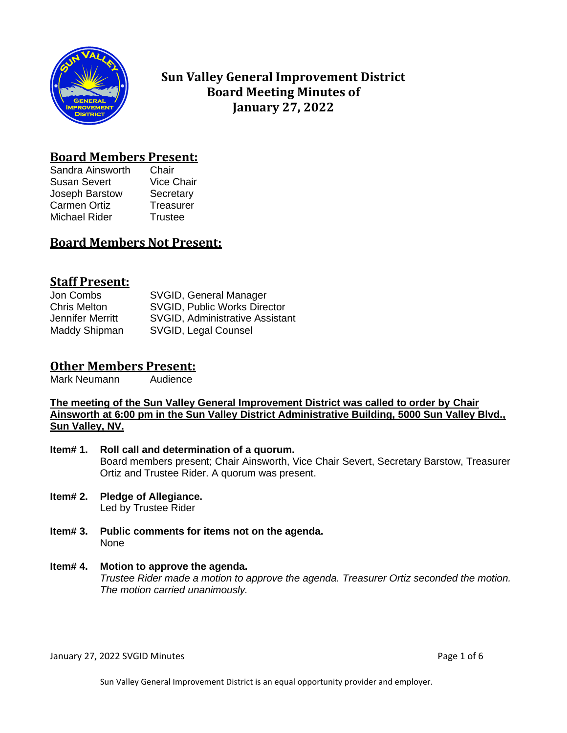# Sun Valley General Improvement District Board Meeting Minutes of January 27, 2022

## Board Members Present:

| | |
|---|---|
| Sandra Ainsworth | Chair |
| Susan Severt | Vice Chair |
| Joseph Barstow | Secretary |
| Carmen Ortiz | Treasurer |
| Michael Rider | Trustee |

## Board Members Not Present:

## Staff Present:

| | |
|---|---|
| Jon Combs | SVGID, General Manager |
| Chris Melton | SVGID, Public Works Director |
| Jennifer Merritt | SVGID, Administrative Assistant |
| Maddy Shipman | SVGID, Legal Counsel |

## Other Members Present:

| | |
|---|---|
| Mark Neumann | Audience |

**The meeting of the Sun Valley General Improvement District was called to order by Chair Ainsworth at 6:00 pm in the Sun Valley District Administrative Building, 5000 Sun Valley Blvd., Sun Valley, NV.**

**Item# 1. Roll call and determination of a quorum.**
Board members present; Chair Ainsworth, Vice Chair Severt, Secretary Barstow, Treasurer Ortiz and Trustee Rider. A quorum was present.

**Item# 2. Pledge of Allegiance.**
Led by Trustee Rider

**Item# 3. Public comments for items not on the agenda.**
None

**Item# 4. Motion to approve the agenda.**
*Trustee Rider made a motion to approve the agenda. Treasurer Ortiz seconded the motion. The motion carried unanimously.*

Sun Valley General Improvement District is an equal opportunity provider and employer.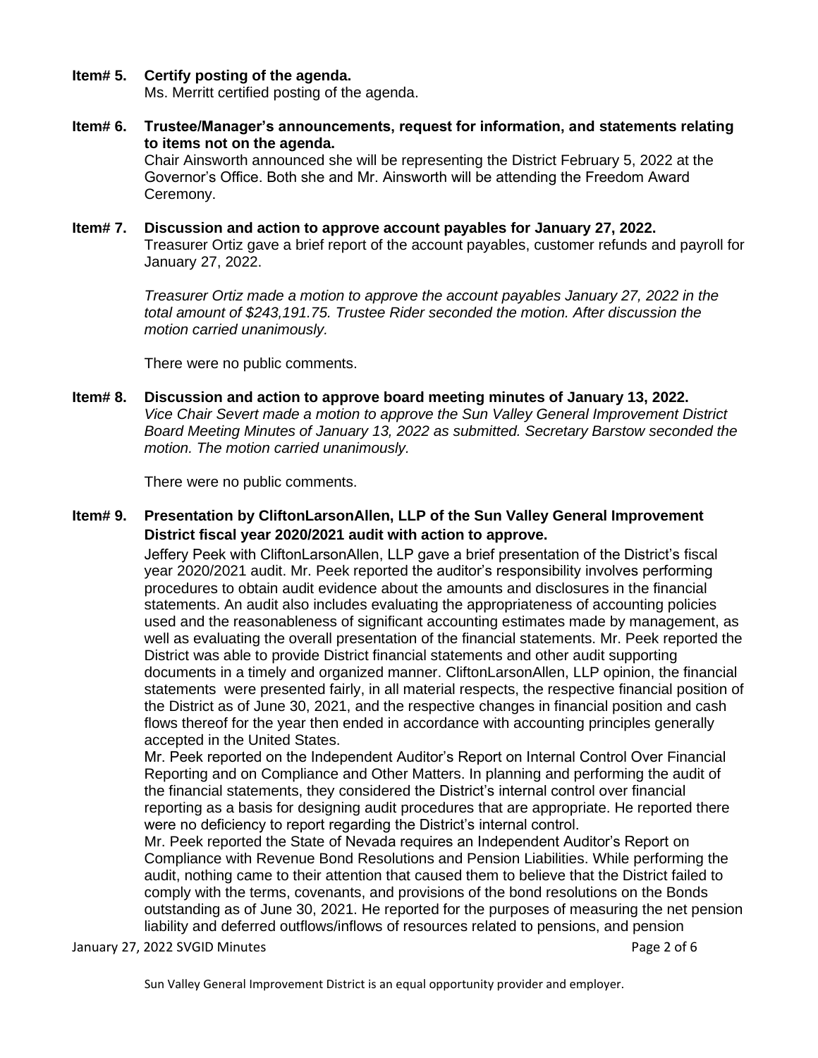**Item# 5. Certify posting of the agenda.**
Ms. Merritt certified posting of the agenda.

**Item# 6. Trustee/Manager's announcements, request for information, and statements relating to items not on the agenda.**
Chair Ainsworth announced she will be representing the District February 5, 2022 at the Governor's Office. Both she and Mr. Ainsworth will be attending the Freedom Award Ceremony.

**Item# 7. Discussion and action to approve account payables for January 27, 2022.**
Treasurer Ortiz gave a brief report of the account payables, customer refunds and payroll for January 27, 2022.

*Treasurer Ortiz made a motion to approve the account payables January 27, 2022 in the total amount of $243,191.75. Trustee Rider seconded the motion. After discussion the motion carried unanimously.*

There were no public comments.

**Item# 8. Discussion and action to approve board meeting minutes of January 13, 2022.**
*Vice Chair Severt made a motion to approve the Sun Valley General Improvement District Board Meeting Minutes of January 13, 2022 as submitted. Secretary Barstow seconded the motion. The motion carried unanimously.*

There were no public comments.

**Item# 9. Presentation by CliftonLarsonAllen, LLP of the Sun Valley General Improvement District fiscal year 2020/2021 audit with action to approve.**
Jeffery Peek with CliftonLarsonAllen, LLP gave a brief presentation of the District's fiscal year 2020/2021 audit. Mr. Peek reported the auditor's responsibility involves performing procedures to obtain audit evidence about the amounts and disclosures in the financial statements. An audit also includes evaluating the appropriateness of accounting policies used and the reasonableness of significant accounting estimates made by management, as well as evaluating the overall presentation of the financial statements. Mr. Peek reported the District was able to provide District financial statements and other audit supporting documents in a timely and organized manner. CliftonLarsonAllen, LLP opinion, the financial statements were presented fairly, in all material respects, the respective financial position of the District as of June 30, 2021, and the respective changes in financial position and cash flows thereof for the year then ended in accordance with accounting principles generally accepted in the United States.

Mr. Peek reported on the Independent Auditor's Report on Internal Control Over Financial Reporting and on Compliance and Other Matters. In planning and performing the audit of the financial statements, they considered the District's internal control over financial reporting as a basis for designing audit procedures that are appropriate. He reported there were no deficiency to report regarding the District's internal control.

Mr. Peek reported the State of Nevada requires an Independent Auditor's Report on Compliance with Revenue Bond Resolutions and Pension Liabilities. While performing the audit, nothing came to their attention that caused them to believe that the District failed to comply with the terms, covenants, and provisions of the bond resolutions on the Bonds outstanding as of June 30, 2021. He reported for the purposes of measuring the net pension liability and deferred outflows/inflows of resources related to pensions, and pension

Sun Valley General Improvement District is an equal opportunity provider and employer.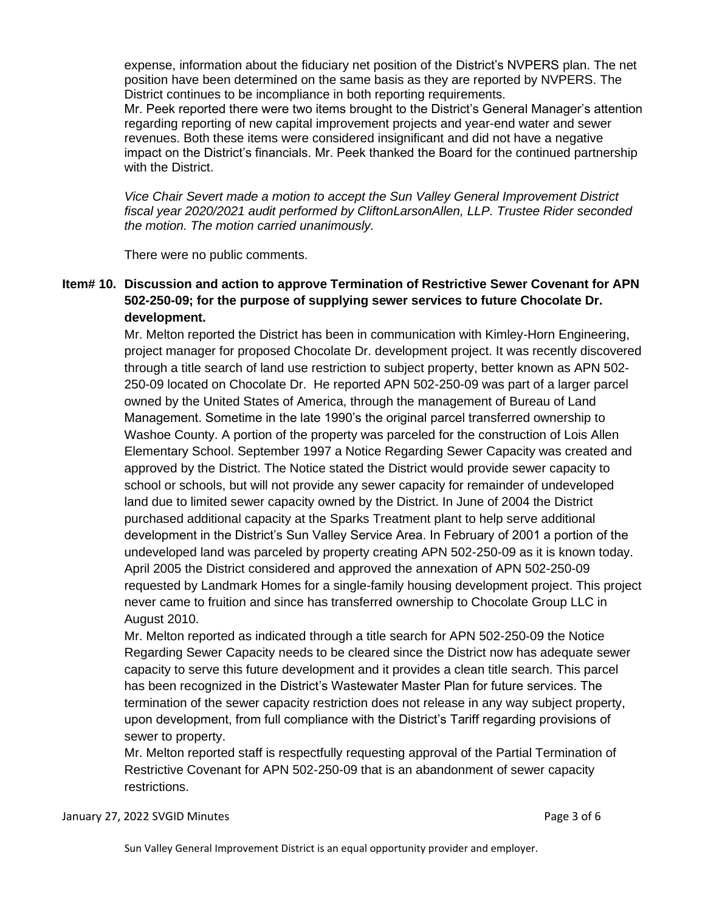expense, information about the fiduciary net position of the District's NVPERS plan. The net position have been determined on the same basis as they are reported by NVPERS. The District continues to be incompliance in both reporting requirements.
Mr. Peek reported there were two items brought to the District's General Manager's attention regarding reporting of new capital improvement projects and year-end water and sewer revenues. Both these items were considered insignificant and did not have a negative impact on the District's financials. Mr. Peek thanked the Board for the continued partnership with the District.

*Vice Chair Severt made a motion to accept the Sun Valley General Improvement District fiscal year 2020/2021 audit performed by CliftonLarsonAllen, LLP. Trustee Rider seconded the motion. The motion carried unanimously.*

There were no public comments.

**Item# 10. Discussion and action to approve Termination of Restrictive Sewer Covenant for APN 502-250-09; for the purpose of supplying sewer services to future Chocolate Dr. development.**

Mr. Melton reported the District has been in communication with Kimley-Horn Engineering, project manager for proposed Chocolate Dr. development project. It was recently discovered through a title search of land use restriction to subject property, better known as APN 502-250-09 located on Chocolate Dr. He reported APN 502-250-09 was part of a larger parcel owned by the United States of America, through the management of Bureau of Land Management. Sometime in the late 1990's the original parcel transferred ownership to Washoe County. A portion of the property was parceled for the construction of Lois Allen Elementary School. September 1997 a Notice Regarding Sewer Capacity was created and approved by the District. The Notice stated the District would provide sewer capacity to school or schools, but will not provide any sewer capacity for remainder of undeveloped land due to limited sewer capacity owned by the District. In June of 2004 the District purchased additional capacity at the Sparks Treatment plant to help serve additional development in the District's Sun Valley Service Area. In February of 2001 a portion of the undeveloped land was parceled by property creating APN 502-250-09 as it is known today. April 2005 the District considered and approved the annexation of APN 502-250-09 requested by Landmark Homes for a single-family housing development project. This project never came to fruition and since has transferred ownership to Chocolate Group LLC in August 2010.

Mr. Melton reported as indicated through a title search for APN 502-250-09 the Notice Regarding Sewer Capacity needs to be cleared since the District now has adequate sewer capacity to serve this future development and it provides a clean title search. This parcel has been recognized in the District's Wastewater Master Plan for future services. The termination of the sewer capacity restriction does not release in any way subject property, upon development, from full compliance with the District's Tariff regarding provisions of sewer to property.

Mr. Melton reported staff is respectfully requesting approval of the Partial Termination of Restrictive Covenant for APN 502-250-09 that is an abandonment of sewer capacity restrictions.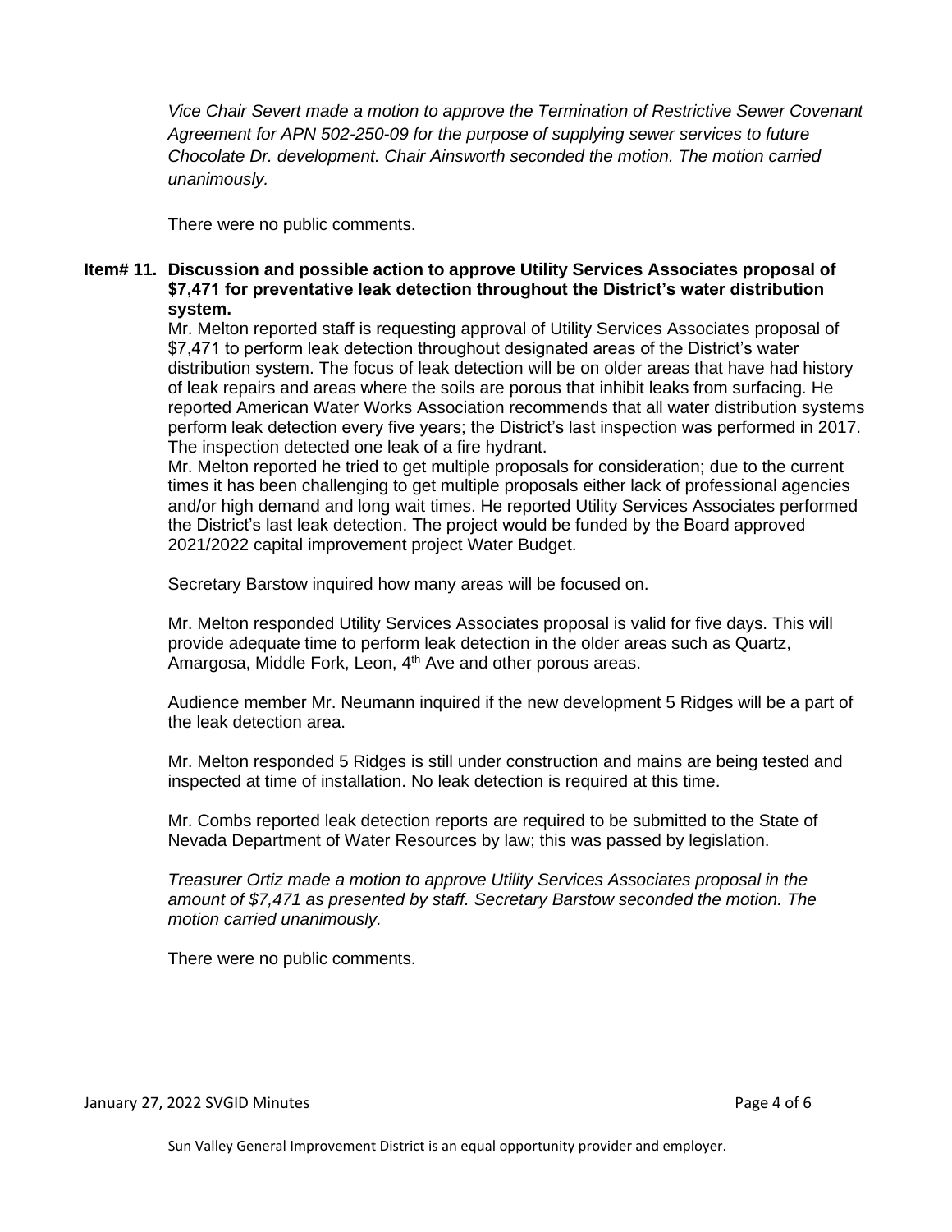*Vice Chair Severt made a motion to approve the Termination of Restrictive Sewer Covenant Agreement for APN 502-250-09 for the purpose of supplying sewer services to future Chocolate Dr. development. Chair Ainsworth seconded the motion. The motion carried unanimously.*

There were no public comments.

**Item# 11. Discussion and possible action to approve Utility Services Associates proposal of $7,471 for preventative leak detection throughout the District's water distribution system.**

Mr. Melton reported staff is requesting approval of Utility Services Associates proposal of $7,471 to perform leak detection throughout designated areas of the District's water distribution system. The focus of leak detection will be on older areas that have had history of leak repairs and areas where the soils are porous that inhibit leaks from surfacing. He reported American Water Works Association recommends that all water distribution systems perform leak detection every five years; the District's last inspection was performed in 2017. The inspection detected one leak of a fire hydrant.

Mr. Melton reported he tried to get multiple proposals for consideration; due to the current times it has been challenging to get multiple proposals either lack of professional agencies and/or high demand and long wait times. He reported Utility Services Associates performed the District's last leak detection. The project would be funded by the Board approved 2021/2022 capital improvement project Water Budget.

Secretary Barstow inquired how many areas will be focused on.

Mr. Melton responded Utility Services Associates proposal is valid for five days. This will provide adequate time to perform leak detection in the older areas such as Quartz, Amargosa, Middle Fork, Leon, 4th Ave and other porous areas.

Audience member Mr. Neumann inquired if the new development 5 Ridges will be a part of the leak detection area.

Mr. Melton responded 5 Ridges is still under construction and mains are being tested and inspected at time of installation. No leak detection is required at this time.

Mr. Combs reported leak detection reports are required to be submitted to the State of Nevada Department of Water Resources by law; this was passed by legislation.

*Treasurer Ortiz made a motion to approve Utility Services Associates proposal in the amount of $7,471 as presented by staff. Secretary Barstow seconded the motion. The motion carried unanimously.*

There were no public comments.

Sun Valley General Improvement District is an equal opportunity provider and employer.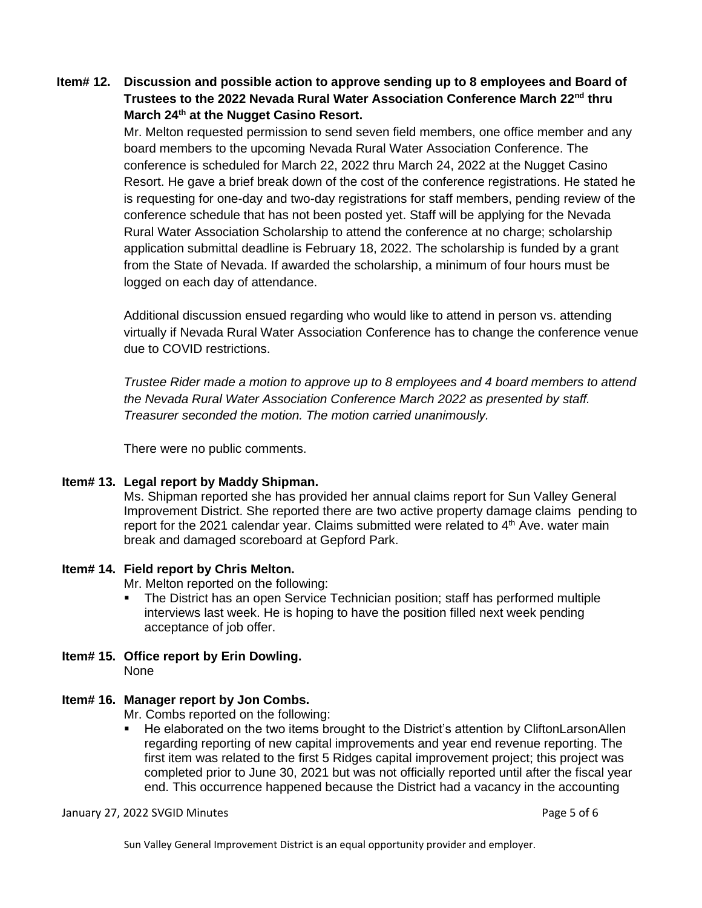**Item# 12. Discussion and possible action to approve sending up to 8 employees and Board of Trustees to the 2022 Nevada Rural Water Association Conference March 22nd thru March 24th at the Nugget Casino Resort.**

Mr. Melton requested permission to send seven field members, one office member and any board members to the upcoming Nevada Rural Water Association Conference. The conference is scheduled for March 22, 2022 thru March 24, 2022 at the Nugget Casino Resort. He gave a brief break down of the cost of the conference registrations. He stated he is requesting for one-day and two-day registrations for staff members, pending review of the conference schedule that has not been posted yet. Staff will be applying for the Nevada Rural Water Association Scholarship to attend the conference at no charge; scholarship application submittal deadline is February 18, 2022. The scholarship is funded by a grant from the State of Nevada. If awarded the scholarship, a minimum of four hours must be logged on each day of attendance.

Additional discussion ensued regarding who would like to attend in person vs. attending virtually if Nevada Rural Water Association Conference has to change the conference venue due to COVID restrictions.

*Trustee Rider made a motion to approve up to 8 employees and 4 board members to attend the Nevada Rural Water Association Conference March 2022 as presented by staff. Treasurer seconded the motion. The motion carried unanimously.*

There were no public comments.

**Item# 13. Legal report by Maddy Shipman.**

Ms. Shipman reported she has provided her annual claims report for Sun Valley General Improvement District. She reported there are two active property damage claims pending to report for the 2021 calendar year. Claims submitted were related to 4th Ave. water main break and damaged scoreboard at Gepford Park.

**Item# 14. Field report by Chris Melton.**

Mr. Melton reported on the following:

- The District has an open Service Technician position; staff has performed multiple interviews last week. He is hoping to have the position filled next week pending acceptance of job offer.

**Item# 15. Office report by Erin Dowling.**

None

**Item# 16. Manager report by Jon Combs.**

Mr. Combs reported on the following:

- He elaborated on the two items brought to the District's attention by CliftonLarsonAllen regarding reporting of new capital improvements and year end revenue reporting. The first item was related to the first 5 Ridges capital improvement project; this project was completed prior to June 30, 2021 but was not officially reported until after the fiscal year end. This occurrence happened because the District had a vacancy in the accounting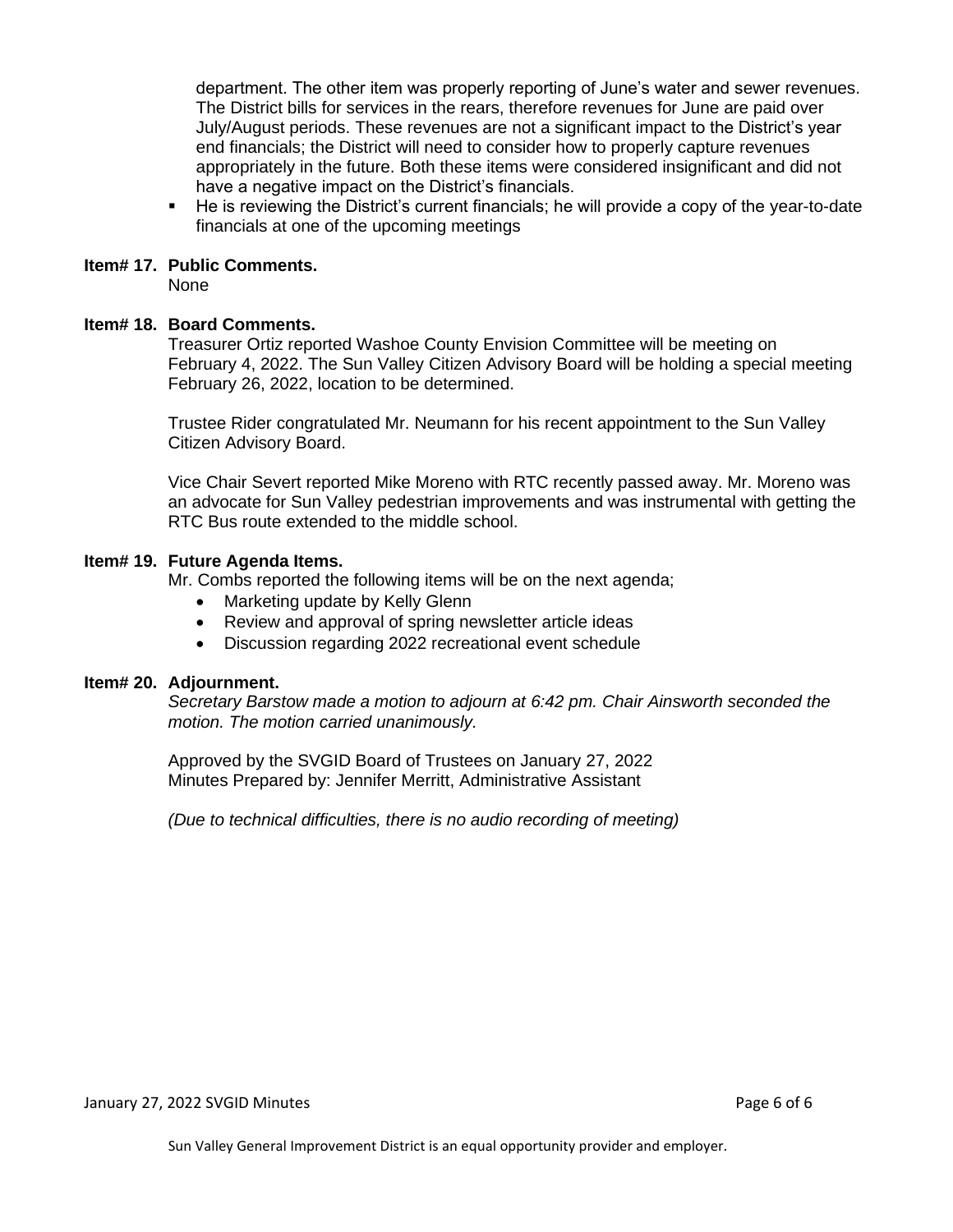department. The other item was properly reporting of June's water and sewer revenues. The District bills for services in the rears, therefore revenues for June are paid over July/August periods. These revenues are not a significant impact to the District's year end financials; the District will need to consider how to properly capture revenues appropriately in the future. Both these items were considered insignificant and did not have a negative impact on the District's financials.

- He is reviewing the District's current financials; he will provide a copy of the year-to-date financials at one of the upcoming meetings

**Item# 17. Public Comments.**

None

**Item# 18. Board Comments.**

Treasurer Ortiz reported Washoe County Envision Committee will be meeting on February 4, 2022. The Sun Valley Citizen Advisory Board will be holding a special meeting February 26, 2022, location to be determined.

Trustee Rider congratulated Mr. Neumann for his recent appointment to the Sun Valley Citizen Advisory Board.

Vice Chair Severt reported Mike Moreno with RTC recently passed away. Mr. Moreno was an advocate for Sun Valley pedestrian improvements and was instrumental with getting the RTC Bus route extended to the middle school.

**Item# 19. Future Agenda Items.**

Mr. Combs reported the following items will be on the next agenda;

- Marketing update by Kelly Glenn
- Review and approval of spring newsletter article ideas
- Discussion regarding 2022 recreational event schedule

**Item# 20. Adjournment.**

*Secretary Barstow made a motion to adjourn at 6:42 pm. Chair Ainsworth seconded the motion. The motion carried unanimously.*

Approved by the SVGID Board of Trustees on January 27, 2022
Minutes Prepared by: Jennifer Merritt, Administrative Assistant

*(Due to technical difficulties, there is no audio recording of meeting)*

Sun Valley General Improvement District is an equal opportunity provider and employer.